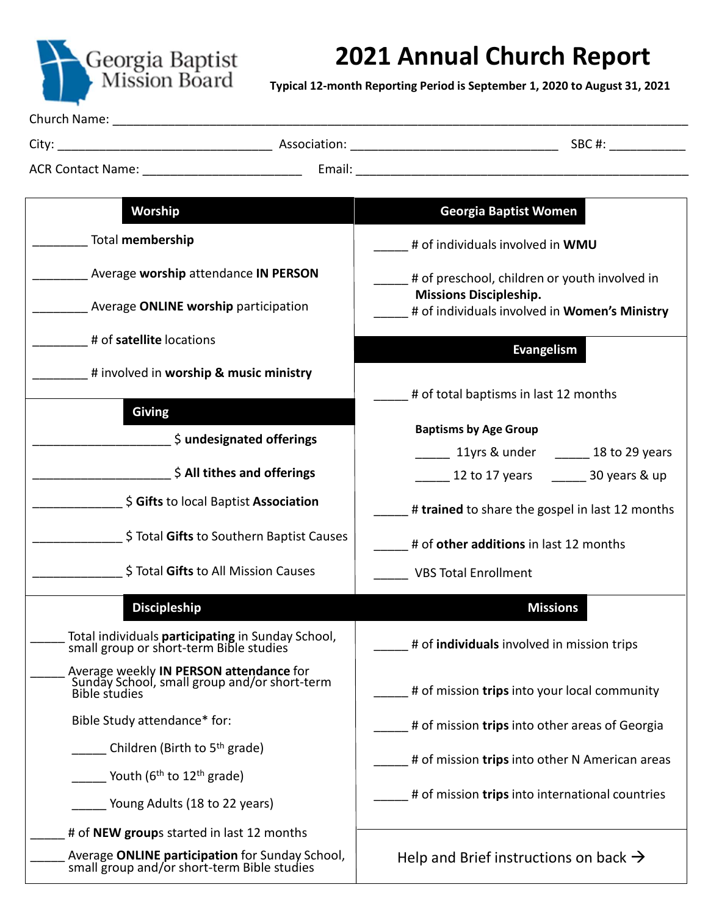Georgia Baptist Mission Board

# 2021 Annual Church Report

**Typical 12-month Reporting Period is September 1, 2020 to August 31, 2021**

Church Name: ______________________________________________

City: ____________________ Association: ____________________ SBC #: __________

ACR Contact Name: ____________________ Email: ______________________________

## Worship

________ Total **membership**

________ Average **worship** attendance **IN PERSON**

________ Average **ONLINE worship** participation

________ # of **satellite** locations

________ # involved in **worship & music ministry**

## Giving

__________________ $ **undesignated offerings**

__________________ $ **All tithes and offerings**

_____________ $ **Gifts** to local Baptist **Association**

_____________ $ Total **Gifts** to Southern Baptist Causes

_____________ $ Total **Gifts** to All Mission Causes

## Discipleship

_____ Total individuals **participating** in Sunday School, small group or short-term Bible studies

_____ Average weekly **IN PERSON attendance** for Sunday School, small group and/or short-term Bible studies

Bible Study attendance* for:

_____ Children (Birth to 5th grade)

_____ Youth (6th to 12th grade)

_____ Young Adults (18 to 22 years)

_____ # of **NEW group**s started in last 12 months

_____ Average **ONLINE participation** for Sunday School, small group and/or short-term Bible studies

## Georgia Baptist Women

_____ # of individuals involved in **WMU**

_____ # of preschool, children or youth involved in **Missions Discipleship.**

_____ # of individuals involved in **Women's Ministry**

## Evangelism

_____ # of total baptisms in last 12 months

**Baptisms by Age Group**

_____ 11yrs & under _____ 18 to 29 years

_____ 12 to 17 years _____ 30 years & up

_____ # **trained** to share the gospel in last 12 months

_____ # of **other additions** in last 12 months

_____ VBS Total Enrollment

## Missions

_____ # of **individuals** involved in mission trips

_____ # of mission **trips** into your local community

_____ # of mission **trips** into other areas of Georgia

_____ # of mission **trips** into other N American areas

_____ # of mission **trips** into international countries

Help and Brief instructions on back →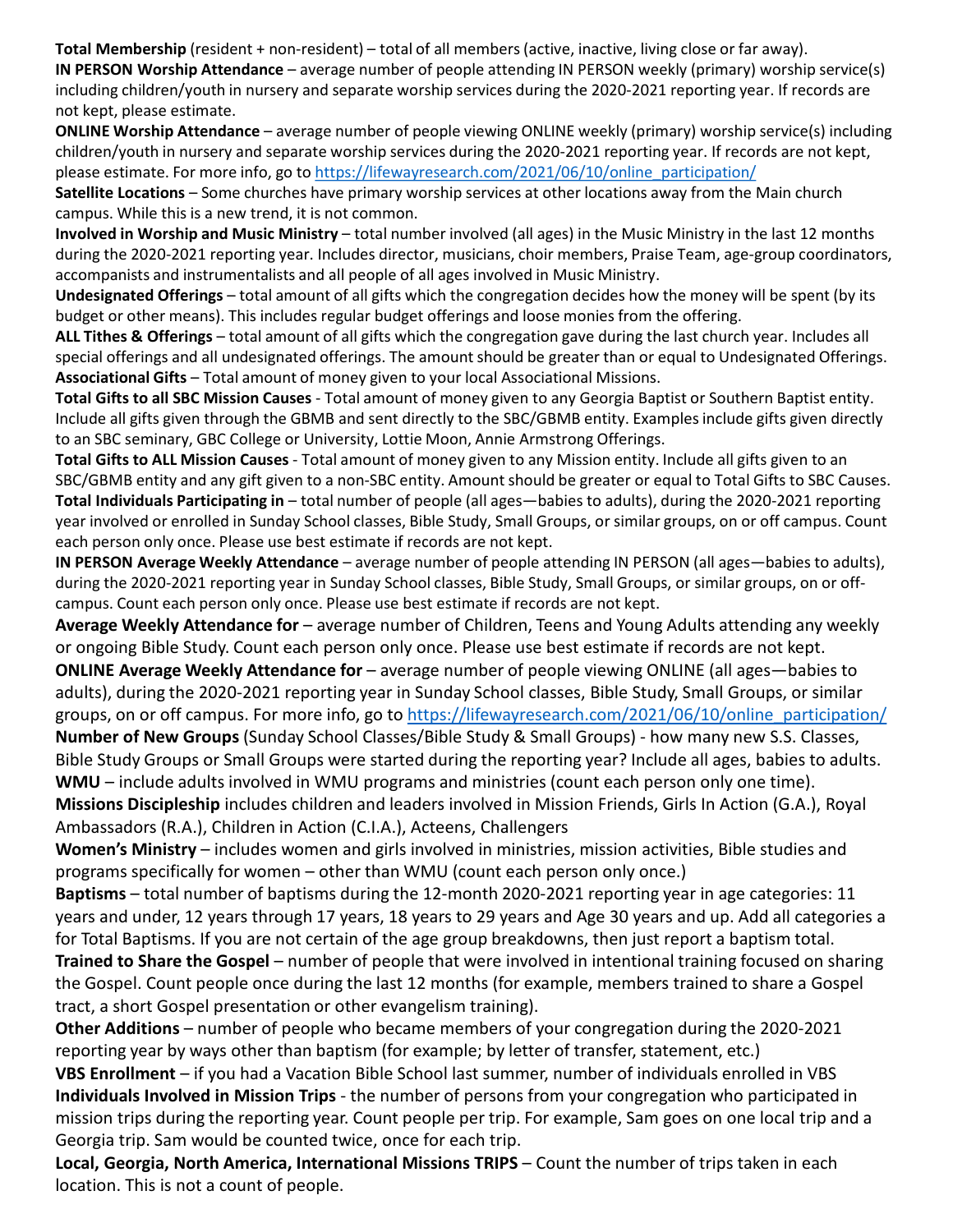**Total Membership** (resident + non-resident) – total of all members (active, inactive, living close or far away).

**IN PERSON Worship Attendance** – average number of people attending IN PERSON weekly (primary) worship service(s) including children/youth in nursery and separate worship services during the 2020-2021 reporting year. If records are not kept, please estimate.

**ONLINE Worship Attendance** – average number of people viewing ONLINE weekly (primary) worship service(s) including children/youth in nursery and separate worship services during the 2020-2021 reporting year. If records are not kept, please estimate. For more info, go to https://lifewayresearch.com/2021/06/10/online_participation/

**Satellite Locations** – Some churches have primary worship services at other locations away from the Main church campus. While this is a new trend, it is not common.

**Involved in Worship and Music Ministry** – total number involved (all ages) in the Music Ministry in the last 12 months during the 2020-2021 reporting year. Includes director, musicians, choir members, Praise Team, age-group coordinators, accompanists and instrumentalists and all people of all ages involved in Music Ministry.

**Undesignated Offerings** – total amount of all gifts which the congregation decides how the money will be spent (by its budget or other means). This includes regular budget offerings and loose monies from the offering.

**ALL Tithes & Offerings** – total amount of all gifts which the congregation gave during the last church year. Includes all special offerings and all undesignated offerings. The amount should be greater than or equal to Undesignated Offerings.

**Associational Gifts** – Total amount of money given to your local Associational Missions.

**Total Gifts to all SBC Mission Causes** - Total amount of money given to any Georgia Baptist or Southern Baptist entity. Include all gifts given through the GBMB and sent directly to the SBC/GBMB entity. Examples include gifts given directly to an SBC seminary, GBC College or University, Lottie Moon, Annie Armstrong Offerings.

**Total Gifts to ALL Mission Causes** - Total amount of money given to any Mission entity. Include all gifts given to an SBC/GBMB entity and any gift given to a non-SBC entity. Amount should be greater or equal to Total Gifts to SBC Causes.

**Total Individuals Participating in** – total number of people (all ages—babies to adults), during the 2020-2021 reporting year involved or enrolled in Sunday School classes, Bible Study, Small Groups, or similar groups, on or off campus. Count each person only once. Please use best estimate if records are not kept.

**IN PERSON Average Weekly Attendance** – average number of people attending IN PERSON (all ages—babies to adults), during the 2020-2021 reporting year in Sunday School classes, Bible Study, Small Groups, or similar groups, on or off-campus. Count each person only once. Please use best estimate if records are not kept.

**Average Weekly Attendance for** – average number of Children, Teens and Young Adults attending any weekly or ongoing Bible Study. Count each person only once. Please use best estimate if records are not kept.

**ONLINE Average Weekly Attendance for** – average number of people viewing ONLINE (all ages—babies to adults), during the 2020-2021 reporting year in Sunday School classes, Bible Study, Small Groups, or similar groups, on or off campus. For more info, go to https://lifewayresearch.com/2021/06/10/online_participation/

**Number of New Groups** (Sunday School Classes/Bible Study & Small Groups) - how many new S.S. Classes, Bible Study Groups or Small Groups were started during the reporting year? Include all ages, babies to adults.

**WMU** – include adults involved in WMU programs and ministries (count each person only one time).

**Missions Discipleship** includes children and leaders involved in Mission Friends, Girls In Action (G.A.), Royal Ambassadors (R.A.), Children in Action (C.I.A.), Acteens, Challengers

**Women's Ministry** – includes women and girls involved in ministries, mission activities, Bible studies and programs specifically for women – other than WMU (count each person only once.)

**Baptisms** – total number of baptisms during the 12-month 2020-2021 reporting year in age categories: 11 years and under, 12 years through 17 years, 18 years to 29 years and Age 30 years and up. Add all categories a for Total Baptisms. If you are not certain of the age group breakdowns, then just report a baptism total.

**Trained to Share the Gospel** – number of people that were involved in intentional training focused on sharing the Gospel. Count people once during the last 12 months (for example, members trained to share a Gospel tract, a short Gospel presentation or other evangelism training).

**Other Additions** – number of people who became members of your congregation during the 2020-2021 reporting year by ways other than baptism (for example; by letter of transfer, statement, etc.)

**VBS Enrollment** – if you had a Vacation Bible School last summer, number of individuals enrolled in VBS

**Individuals Involved in Mission Trips** - the number of persons from your congregation who participated in mission trips during the reporting year. Count people per trip. For example, Sam goes on one local trip and a Georgia trip. Sam would be counted twice, once for each trip.

**Local, Georgia, North America, International Missions TRIPS** – Count the number of trips taken in each location. This is not a count of people.